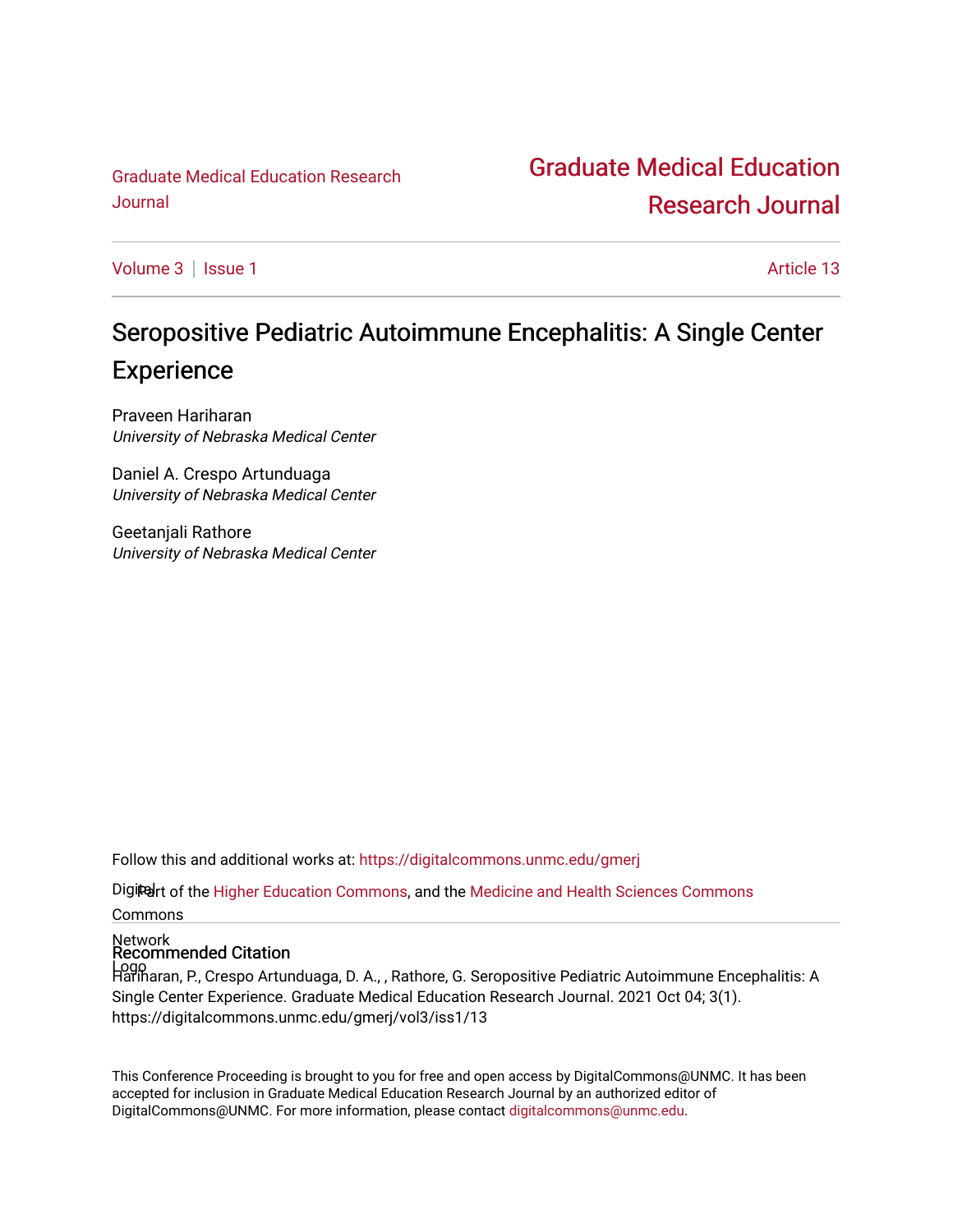Graduate Medical Education Research Journal

# Graduate Medical Education Research Journal

Volume 3 | Issue 1 — Article 13

# Seropositive Pediatric Autoimmune Encephalitis: A Single Center Experience

Praveen Hariharan
*University of Nebraska Medical Center*

Daniel A. Crespo Artunduaga
*University of Nebraska Medical Center*

Geetanjali Rathore
*University of Nebraska Medical Center*

Follow this and additional works at: https://digitalcommons.unmc.edu/gmerj

Part of the Higher Education Commons, and the Medicine and Health Sciences Commons

## Recommended Citation

Hariharan, P., Crespo Artunduaga, D. A., , Rathore, G. Seropositive Pediatric Autoimmune Encephalitis: A Single Center Experience. Graduate Medical Education Research Journal. 2021 Oct 04; 3(1). https://digitalcommons.unmc.edu/gmerj/vol3/iss1/13

This Conference Proceeding is brought to you for free and open access by DigitalCommons@UNMC. It has been accepted for inclusion in Graduate Medical Education Research Journal by an authorized editor of DigitalCommons@UNMC. For more information, please contact digitalcommons@unmc.edu.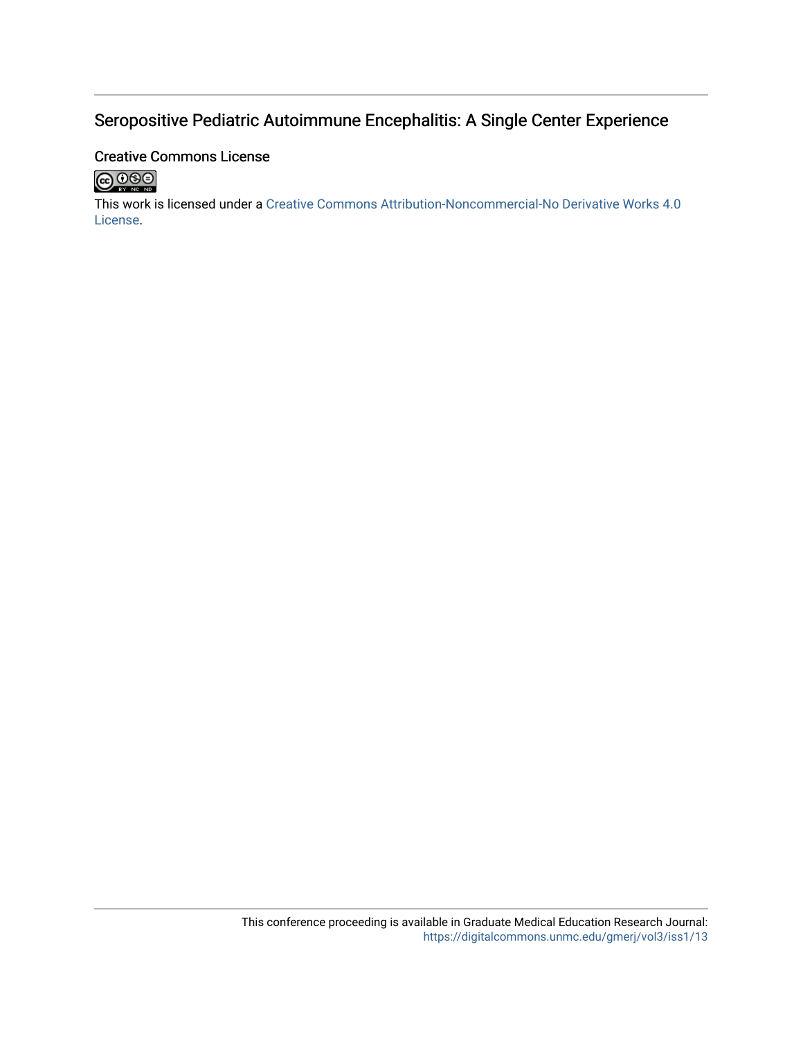## Seropositive Pediatric Autoimmune Encephalitis: A Single Center Experience

### Creative Commons License

This work is licensed under a Creative Commons Attribution-Noncommercial-No Derivative Works 4.0 License.

This conference proceeding is available in Graduate Medical Education Research Journal: https://digitalcommons.unmc.edu/gmerj/vol3/iss1/13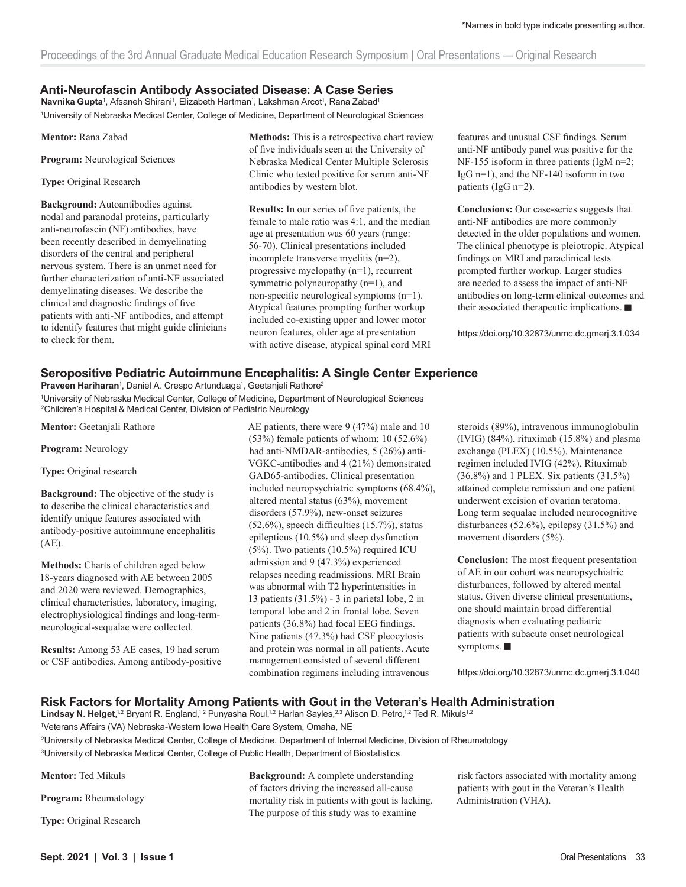\*Names in bold type indicate presenting author.

## Anti-Neurofascin Antibody Associated Disease: A Case Series

**Navnika Gupta**[1], Afsaneh Shirani[1], Elizabeth Hartman[1], Lakshman Arcot[1], Rana Zabad[1]

[1]University of Nebraska Medical Center, College of Medicine, Department of Neurological Sciences

**Mentor:** Rana Zabad

**Program:** Neurological Sciences

**Type:** Original Research

**Background:** Autoantibodies against nodal and paranodal proteins, particularly anti-neurofascin (NF) antibodies, have been recently described in demyelinating disorders of the central and peripheral nervous system. There is an unmet need for further characterization of anti-NF associated demyelinating diseases. We describe the clinical and diagnostic findings of five patients with anti-NF antibodies, and attempt to identify features that might guide clinicians to check for them.

**Methods:** This is a retrospective chart review of five individuals seen at the University of Nebraska Medical Center Multiple Sclerosis Clinic who tested positive for serum anti-NF antibodies by western blot.

**Results:** In our series of five patients, the female to male ratio was 4:1, and the median age at presentation was 60 years (range: 56-70). Clinical presentations included incomplete transverse myelitis (n=2), progressive myelopathy (n=1), recurrent symmetric polyneuropathy (n=1), and non-specific neurological symptoms (n=1). Atypical features prompting further workup included co-existing upper and lower motor neuron features, older age at presentation with active disease, atypical spinal cord MRI features and unusual CSF findings. Serum anti-NF antibody panel was positive for the NF-155 isoform in three patients (IgM n=2; IgG n=1), and the NF-140 isoform in two patients (IgG n=2).

**Conclusions:** Our case-series suggests that anti-NF antibodies are more commonly detected in the older populations and women. The clinical phenotype is pleiotropic. Atypical findings on MRI and paraclinical tests prompted further workup. Larger studies are needed to assess the impact of anti-NF antibodies on long-term clinical outcomes and their associated therapeutic implications. ■

https://doi.org/10.32873/unmc.dc.gmerj.3.1.034

## Seropositive Pediatric Autoimmune Encephalitis: A Single Center Experience

**Praveen Hariharan**[1], Daniel A. Crespo Artunduaga[1], Geetanjali Rathore[2]

[1]University of Nebraska Medical Center, College of Medicine, Department of Neurological Sciences
[2]Children's Hospital & Medical Center, Division of Pediatric Neurology

**Mentor:** Geetanjali Rathore

**Program:** Neurology

**Type:** Original research

**Background:** The objective of the study is to describe the clinical characteristics and identify unique features associated with antibody-positive autoimmune encephalitis (AE).

**Methods:** Charts of children aged below 18-years diagnosed with AE between 2005 and 2020 were reviewed. Demographics, clinical characteristics, laboratory, imaging, electrophysiological findings and long-term-neurological-sequalae were collected.

**Results:** Among 53 AE cases, 19 had serum or CSF antibodies. Among antibody-positive AE patients, there were 9 (47%) male and 10 (53%) female patients of whom; 10 (52.6%) had anti-NMDAR-antibodies, 5 (26%) anti-VGKC-antibodies and 4 (21%) demonstrated GAD65-antibodies. Clinical presentation included neuropsychiatric symptoms (68.4%), altered mental status (63%), movement disorders (57.9%), new-onset seizures (52.6%), speech difficulties (15.7%), status epilepticus (10.5%) and sleep dysfunction (5%). Two patients (10.5%) required ICU admission and 9 (47.3%) experienced relapses needing readmissions. MRI Brain was abnormal with T2 hyperintensities in 13 patients (31.5%) - 3 in parietal lobe, 2 in temporal lobe and 2 in frontal lobe. Seven patients (36.8%) had focal EEG findings. Nine patients (47.3%) had CSF pleocytosis and protein was normal in all patients. Acute management consisted of several different combination regimens including intravenous steroids (89%), intravenous immunoglobulin (IVIG) (84%), rituximab (15.8%) and plasma exchange (PLEX) (10.5%). Maintenance regimen included IVIG (42%), Rituximab (36.8%) and 1 PLEX. Six patients (31.5%) attained complete remission and one patient underwent excision of ovarian teratoma. Long term sequalae included neurocognitive disturbances (52.6%), epilepsy (31.5%) and movement disorders (5%).

**Conclusion:** The most frequent presentation of AE in our cohort was neuropsychiatric disturbances, followed by altered mental status. Given diverse clinical presentations, one should maintain broad differential diagnosis when evaluating pediatric patients with subacute onset neurological symptoms. ■

https://doi.org/10.32873/unmc.dc.gmerj.3.1.040

## Risk Factors for Mortality Among Patients with Gout in the Veteran's Health Administration

**Lindsay N. Helget**,[1,2] Bryant R. England,[1,2] Punyasha Roul,[1,2] Harlan Sayles,[2,3] Alison D. Petro,[1,2] Ted R. Mikuls[1,2]

[1]Veterans Affairs (VA) Nebraska-Western Iowa Health Care System, Omaha, NE
[2]University of Nebraska Medical Center, College of Medicine, Department of Internal Medicine, Division of Rheumatology
[3]University of Nebraska Medical Center, College of Public Health, Department of Biostatistics

**Mentor:** Ted Mikuls

**Program:** Rheumatology

**Type:** Original Research

**Background:** A complete understanding of factors driving the increased all-cause mortality risk in patients with gout is lacking. The purpose of this study was to examine risk factors associated with mortality among patients with gout in the Veteran's Health Administration (VHA).